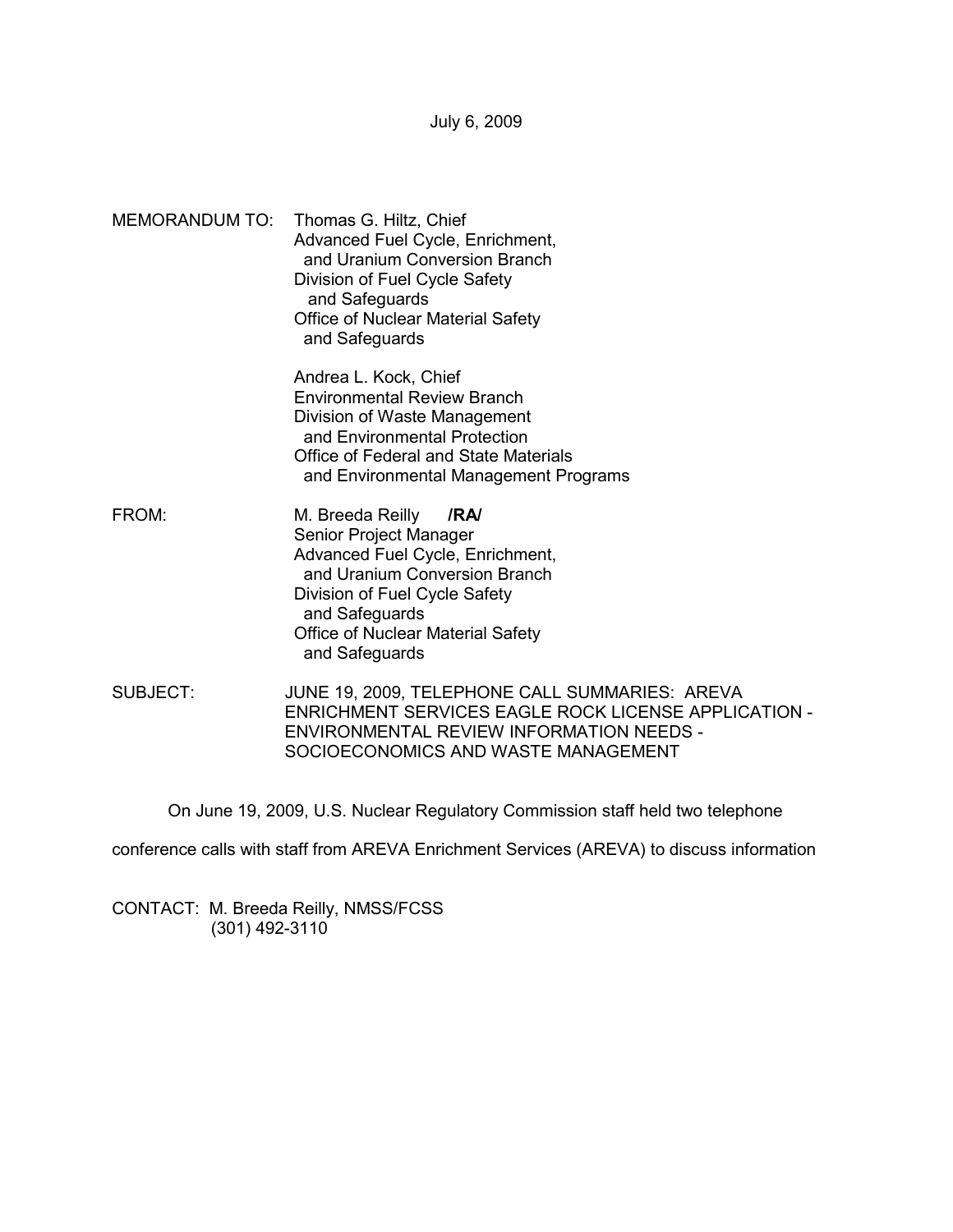July 6, 2009

MEMORANDUM TO: Thomas G. Hiltz, Chief
Advanced Fuel Cycle, Enrichment,
and Uranium Conversion Branch
Division of Fuel Cycle Safety
and Safeguards
Office of Nuclear Material Safety
and Safeguards

Andrea L. Kock, Chief
Environmental Review Branch
Division of Waste Management
and Environmental Protection
Office of Federal and State Materials
and Environmental Management Programs

FROM: M. Breeda Reilly **/RA/**
Senior Project Manager
Advanced Fuel Cycle, Enrichment,
and Uranium Conversion Branch
Division of Fuel Cycle Safety
and Safeguards
Office of Nuclear Material Safety
and Safeguards

SUBJECT: JUNE 19, 2009, TELEPHONE CALL SUMMARIES: AREVA ENRICHMENT SERVICES EAGLE ROCK LICENSE APPLICATION - ENVIRONMENTAL REVIEW INFORMATION NEEDS - SOCIOECONOMICS AND WASTE MANAGEMENT

On June 19, 2009, U.S. Nuclear Regulatory Commission staff held two telephone conference calls with staff from AREVA Enrichment Services (AREVA) to discuss information

CONTACT: M. Breeda Reilly, NMSS/FCSS
(301) 492-3110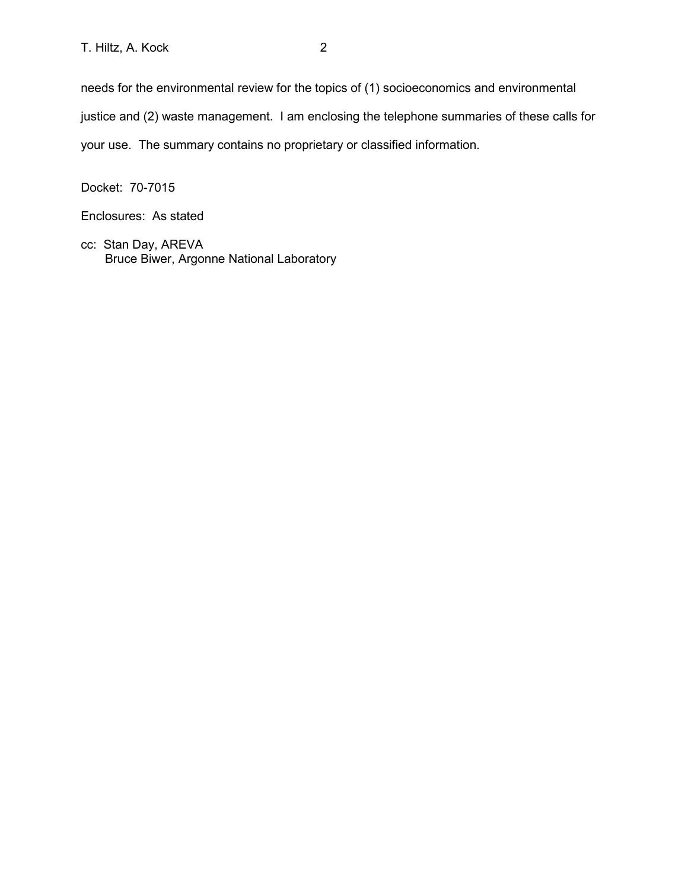needs for the environmental review for the topics of (1) socioeconomics and environmental justice and (2) waste management. I am enclosing the telephone summaries of these calls for your use. The summary contains no proprietary or classified information.

Docket: 70-7015

Enclosures: As stated

cc: Stan Day, AREVA
Bruce Biwer, Argonne National Laboratory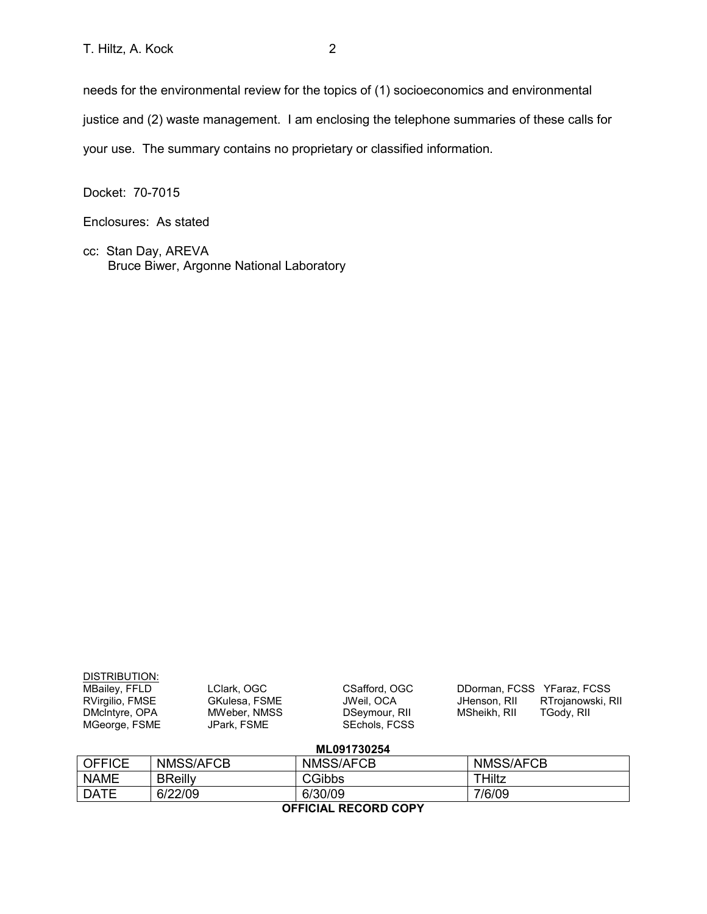needs for the environmental review for the topics of (1) socioeconomics and environmental justice and (2) waste management. I am enclosing the telephone summaries of these calls for your use. The summary contains no proprietary or classified information.

Docket: 70-7015

Enclosures: As stated

cc: Stan Day, AREVA
Bruce Biwer, Argonne National Laboratory

DISTRIBUTION:

MBailey, FFLD
RVirgilio, FMSE
DMcIntyre, OPA
MGeorge, FSME
LClark, OGC
GKulesa, FSME
MWeber, NMSS
JPark, FSME
CSafford, OGC
JWeil, OCA
DSeymour, RII
SEchols, FCSS
DDorman, FCSS
JHenson, RII
MSheikh, RII
YFaraz, FCSS
RTrojanowski, RII
TGody, RII

**ML091730254**

| OFFICE | NMSS/AFCB | NMSS/AFCB | NMSS/AFCB |
|---|---|---|---|
| NAME | BReilly | CGibbs | THiltz |
| DATE | 6/22/09 | 6/30/09 | 7/6/09 |

**OFFICIAL RECORD COPY**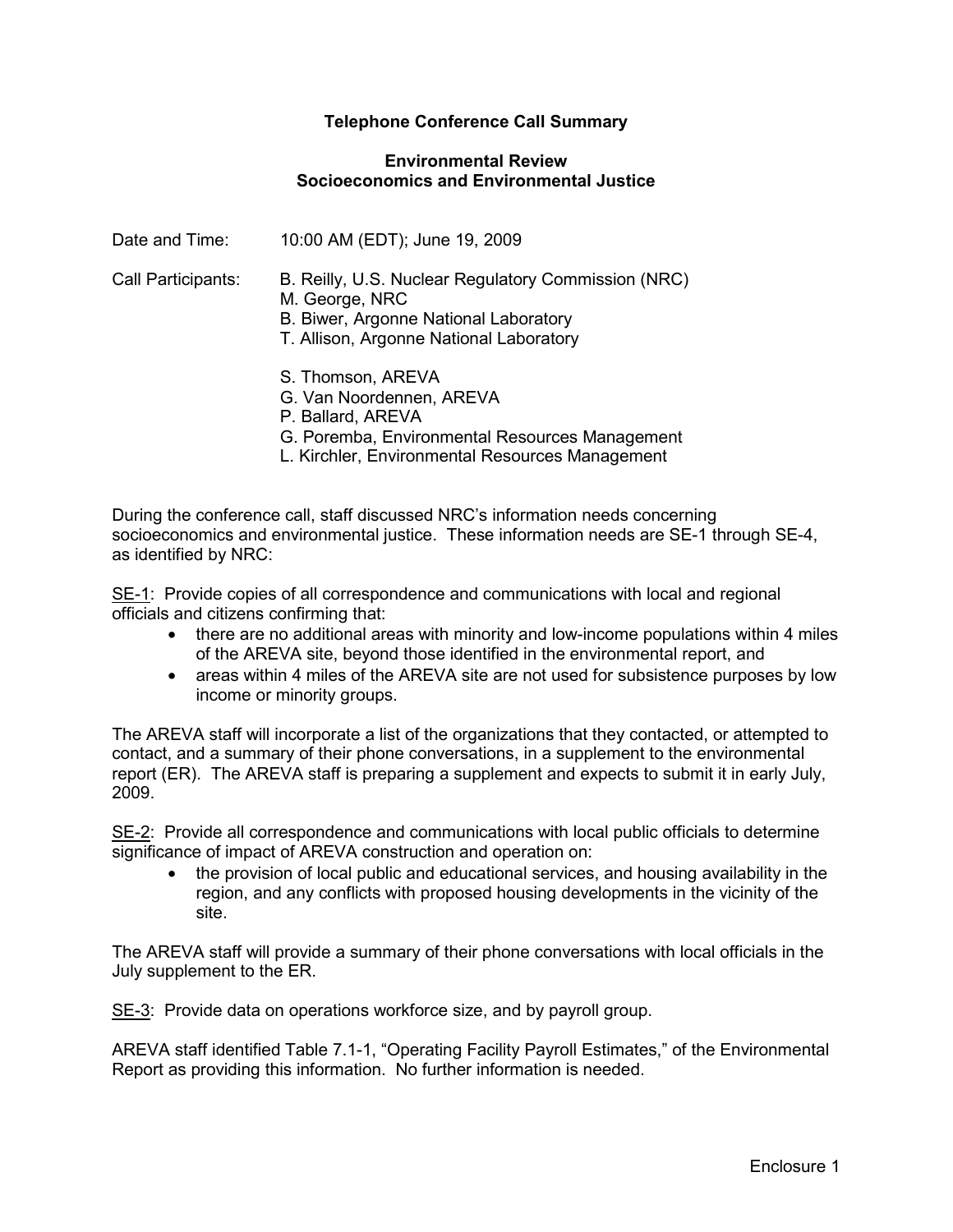**Telephone Conference Call Summary**

**Environmental Review**
**Socioeconomics and Environmental Justice**

Date and Time: 10:00 AM (EDT); June 19, 2009

Call Participants: B. Reilly, U.S. Nuclear Regulatory Commission (NRC)
M. George, NRC
B. Biwer, Argonne National Laboratory
T. Allison, Argonne National Laboratory

S. Thomson, AREVA
G. Van Noordennen, AREVA
P. Ballard, AREVA
G. Poremba, Environmental Resources Management
L. Kirchler, Environmental Resources Management

During the conference call, staff discussed NRC's information needs concerning socioeconomics and environmental justice. These information needs are SE-1 through SE-4, as identified by NRC:

SE-1: Provide copies of all correspondence and communications with local and regional officials and citizens confirming that:

- there are no additional areas with minority and low-income populations within 4 miles of the AREVA site, beyond those identified in the environmental report, and
- areas within 4 miles of the AREVA site are not used for subsistence purposes by low income or minority groups.

The AREVA staff will incorporate a list of the organizations that they contacted, or attempted to contact, and a summary of their phone conversations, in a supplement to the environmental report (ER). The AREVA staff is preparing a supplement and expects to submit it in early July, 2009.

SE-2: Provide all correspondence and communications with local public officials to determine significance of impact of AREVA construction and operation on:

- the provision of local public and educational services, and housing availability in the region, and any conflicts with proposed housing developments in the vicinity of the site.

The AREVA staff will provide a summary of their phone conversations with local officials in the July supplement to the ER.

SE-3: Provide data on operations workforce size, and by payroll group.

AREVA staff identified Table 7.1-1, "Operating Facility Payroll Estimates," of the Environmental Report as providing this information. No further information is needed.

Enclosure 1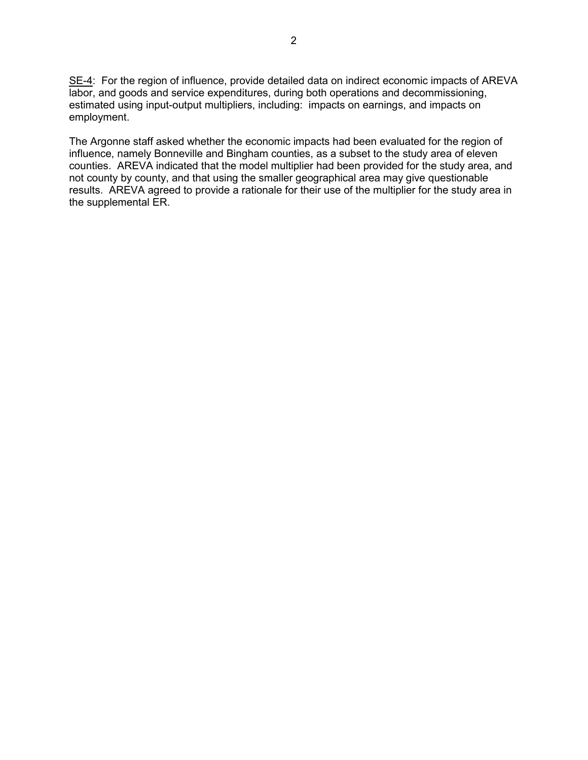SE-4: For the region of influence, provide detailed data on indirect economic impacts of AREVA labor, and goods and service expenditures, during both operations and decommissioning, estimated using input-output multipliers, including: impacts on earnings, and impacts on employment.

The Argonne staff asked whether the economic impacts had been evaluated for the region of influence, namely Bonneville and Bingham counties, as a subset to the study area of eleven counties. AREVA indicated that the model multiplier had been provided for the study area, and not county by county, and that using the smaller geographical area may give questionable results. AREVA agreed to provide a rationale for their use of the multiplier for the study area in the supplemental ER.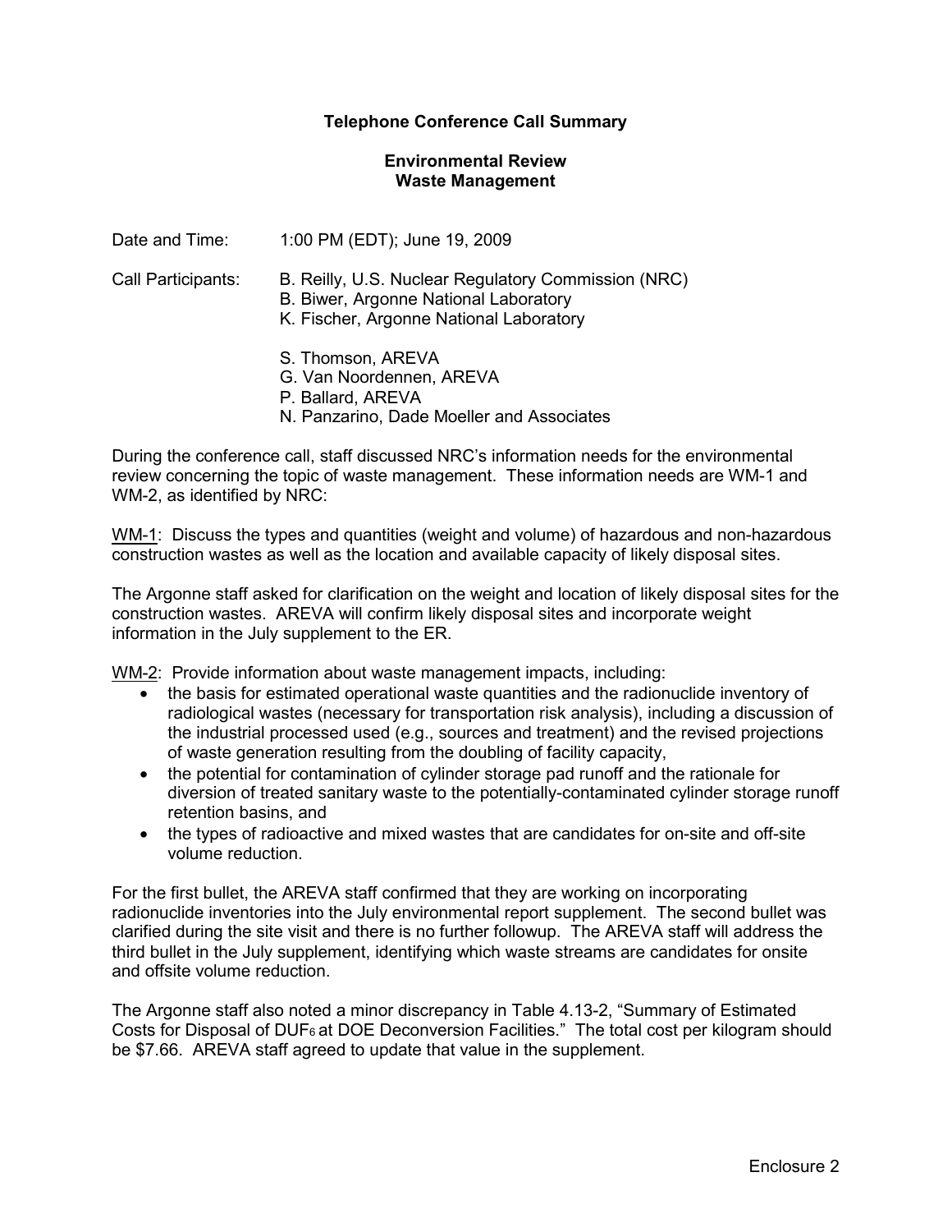**Telephone Conference Call Summary**

**Environmental Review**
**Waste Management**

Date and Time: 1:00 PM (EDT); June 19, 2009

Call Participants: B. Reilly, U.S. Nuclear Regulatory Commission (NRC)
B. Biwer, Argonne National Laboratory
K. Fischer, Argonne National Laboratory

S. Thomson, AREVA
G. Van Noordennen, AREVA
P. Ballard, AREVA
N. Panzarino, Dade Moeller and Associates

During the conference call, staff discussed NRC's information needs for the environmental review concerning the topic of waste management. These information needs are WM-1 and WM-2, as identified by NRC:

WM-1: Discuss the types and quantities (weight and volume) of hazardous and non-hazardous construction wastes as well as the location and available capacity of likely disposal sites.

The Argonne staff asked for clarification on the weight and location of likely disposal sites for the construction wastes. AREVA will confirm likely disposal sites and incorporate weight information in the July supplement to the ER.

WM-2: Provide information about waste management impacts, including:

- the basis for estimated operational waste quantities and the radionuclide inventory of radiological wastes (necessary for transportation risk analysis), including a discussion of the industrial processed used (e.g., sources and treatment) and the revised projections of waste generation resulting from the doubling of facility capacity,
- the potential for contamination of cylinder storage pad runoff and the rationale for diversion of treated sanitary waste to the potentially-contaminated cylinder storage runoff retention basins, and
- the types of radioactive and mixed wastes that are candidates for on-site and off-site volume reduction.

For the first bullet, the AREVA staff confirmed that they are working on incorporating radionuclide inventories into the July environmental report supplement. The second bullet was clarified during the site visit and there is no further followup. The AREVA staff will address the third bullet in the July supplement, identifying which waste streams are candidates for onsite and offsite volume reduction.

The Argonne staff also noted a minor discrepancy in Table 4.13-2, "Summary of Estimated Costs for Disposal of $DUF_6$ at DOE Deconversion Facilities." The total cost per kilogram should be $7.66. AREVA staff agreed to update that value in the supplement.

Enclosure 2